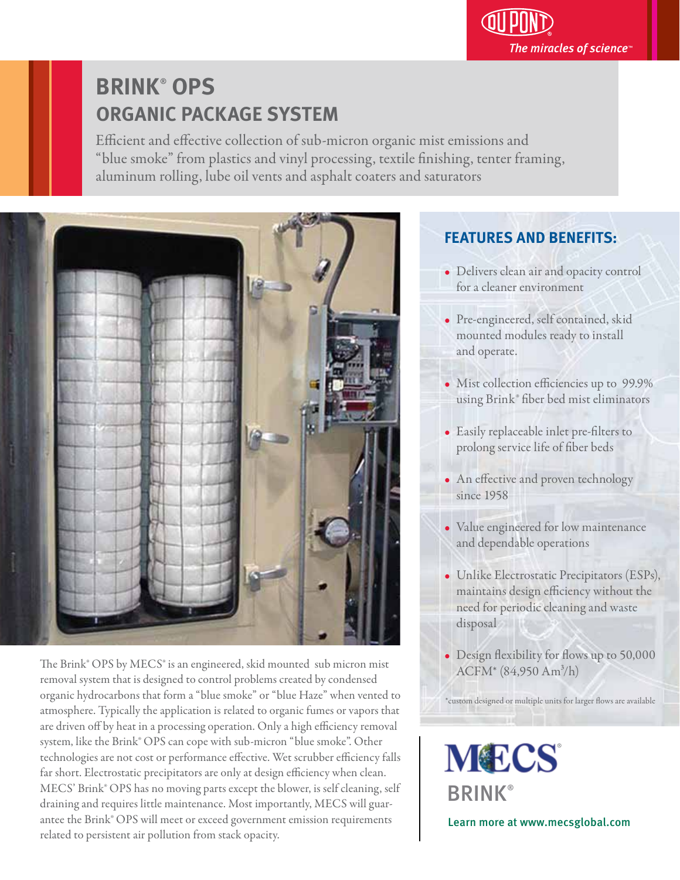DUPONT

The miracles of science™

# BRINK® OPS
## ORGANIC PACKAGE SYSTEM

Efficient and effective collection of sub-micron organic mist emissions and "blue smoke" from plastics and vinyl processing, textile finishing, tenter framing, aluminum rolling, lube oil vents and asphalt coaters and saturators

The Brink® OPS by MECS® is an engineered, skid mounted sub micron mist removal system that is designed to control problems created by condensed organic hydrocarbons that form a "blue smoke" or "blue Haze" when vented to atmosphere. Typically the application is related to organic fumes or vapors that are driven off by heat in a processing operation. Only a high efficiency removal system, like the Brink® OPS can cope with sub-micron "blue smoke". Other technologies are not cost or performance effective. Wet scrubber efficiency falls far short. Electrostatic precipitators are only at design efficiency when clean. MECS' Brink® OPS has no moving parts except the blower, is self cleaning, self draining and requires little maintenance. Most importantly, MECS will guarantee the Brink® OPS will meet or exceed government emission requirements related to persistent air pollution from stack opacity.

### FEATURES AND BENEFITS:

- Delivers clean air and opacity control for a cleaner environment
- Pre-engineered, self contained, skid mounted modules ready to install and operate.
- Mist collection efficiencies up to 99.9% using Brink® fiber bed mist eliminators
- Easily replaceable inlet pre-filters to prolong service life of fiber beds
- An effective and proven technology since 1958
- Value engineered for low maintenance and dependable operations
- Unlike Electrostatic Precipitators (ESPs), maintains design efficiency without the need for periodic cleaning and waste disposal
- Design flexibility for flows up to 50,000 ACFM* (84,950 $Am^3/h$)

*custom designed or multiple units for larger flows are available

MECS®

BRINK®

Learn more at www.mecsglobal.com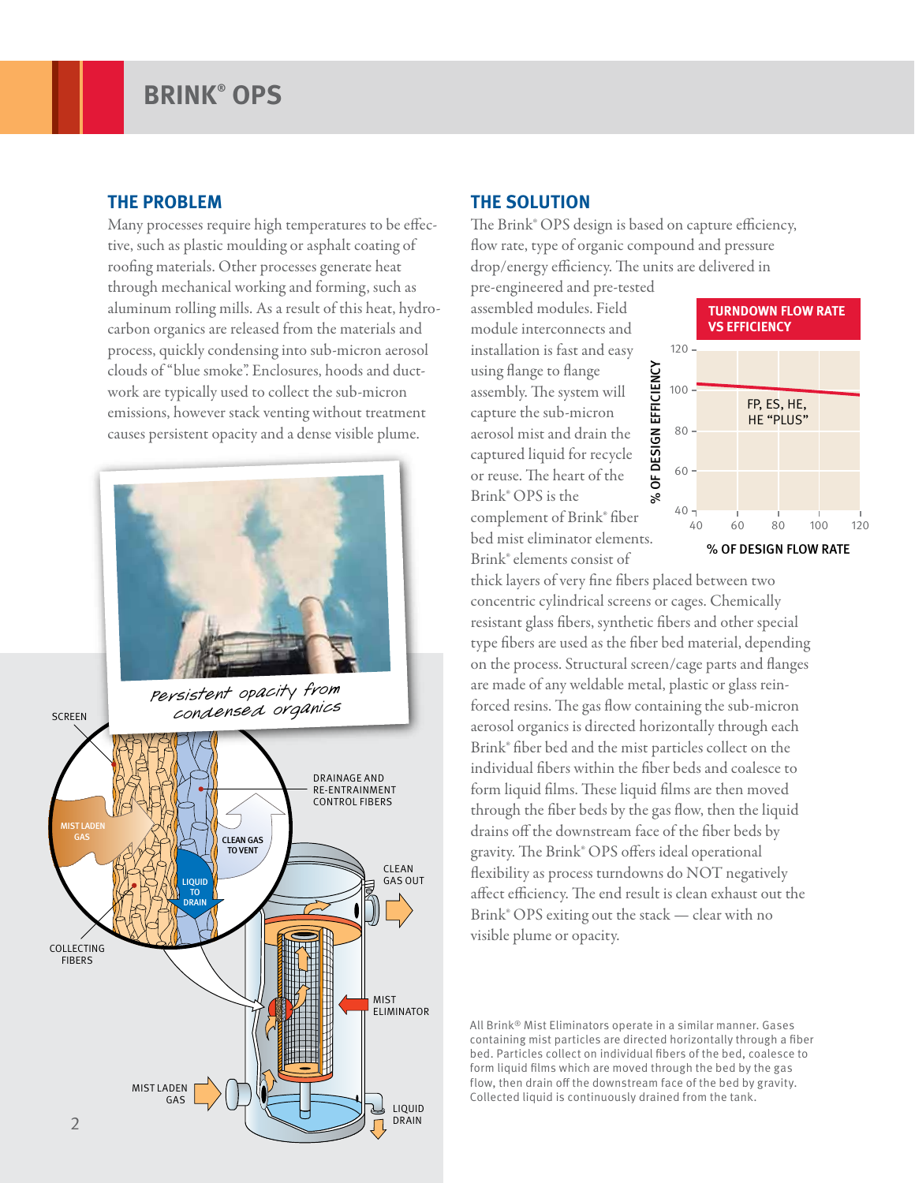# BRINK® OPS

## THE PROBLEM

Many processes require high temperatures to be effective, such as plastic moulding or asphalt coating of roofing materials. Other processes generate heat through mechanical working and forming, such as aluminum rolling mills. As a result of this heat, hydrocarbon organics are released from the materials and process, quickly condensing into sub-micron aerosol clouds of "blue smoke". Enclosures, hoods and ductwork are typically used to collect the sub-micron emissions, however stack venting without treatment causes persistent opacity and a dense visible plume.

*Persistent opacity from condensed organics*

SCREEN

DRAINAGE AND RE-ENTRAINMENT CONTROL FIBERS

MIST LADEN GAS

CLEAN GAS TO VENT

LIQUID TO DRAIN

CLEAN GAS OUT

COLLECTING FIBERS

MIST ELIMINATOR

MIST LADEN GAS

LIQUID DRAIN

## THE SOLUTION

The Brink® OPS design is based on capture efficiency, flow rate, type of organic compound and pressure drop/energy efficiency. The units are delivered in pre-engineered and pre-tested assembled modules. Field module interconnects and installation is fast and easy using flange to flange assembly. The system will capture the sub-micron aerosol mist and drain the captured liquid for recycle or reuse. The heart of the Brink® OPS is the complement of Brink® fiber bed mist eliminator elements. Brink® elements consist of thick layers of very fine fibers placed between two concentric cylindrical screens or cages. Chemically resistant glass fibers, synthetic fibers and other special type fibers are used as the fiber bed material, depending on the process. Structural screen/cage parts and flanges are made of any weldable metal, plastic or glass reinforced resins. The gas flow containing the sub-micron aerosol organics is directed horizontally through each Brink® fiber bed and the mist particles collect on the individual fibers within the fiber beds and coalesce to form liquid films. These liquid films are then moved through the fiber beds by the gas flow, then the liquid drains off the downstream face of the fiber beds by gravity. The Brink® OPS offers ideal operational flexibility as process turndowns do NOT negatively affect efficiency. The end result is clean exhaust out the Brink® OPS exiting out the stack — clear with no visible plume or opacity.

**TURNDOWN FLOW RATE VS EFFICIENCY**

% OF DESIGN EFFICIENCY: 40, 60, 80, 100, 120

FP, ES, HE, HE "PLUS"

% OF DESIGN FLOW RATE: 40, 60, 80, 100, 120

All Brink® Mist Eliminators operate in a similar manner. Gases containing mist particles are directed horizontally through a fiber bed. Particles collect on individual fibers of the bed, coalesce to form liquid films which are moved through the bed by the gas flow, then drain off the downstream face of the bed by gravity. Collected liquid is continuously drained from the tank.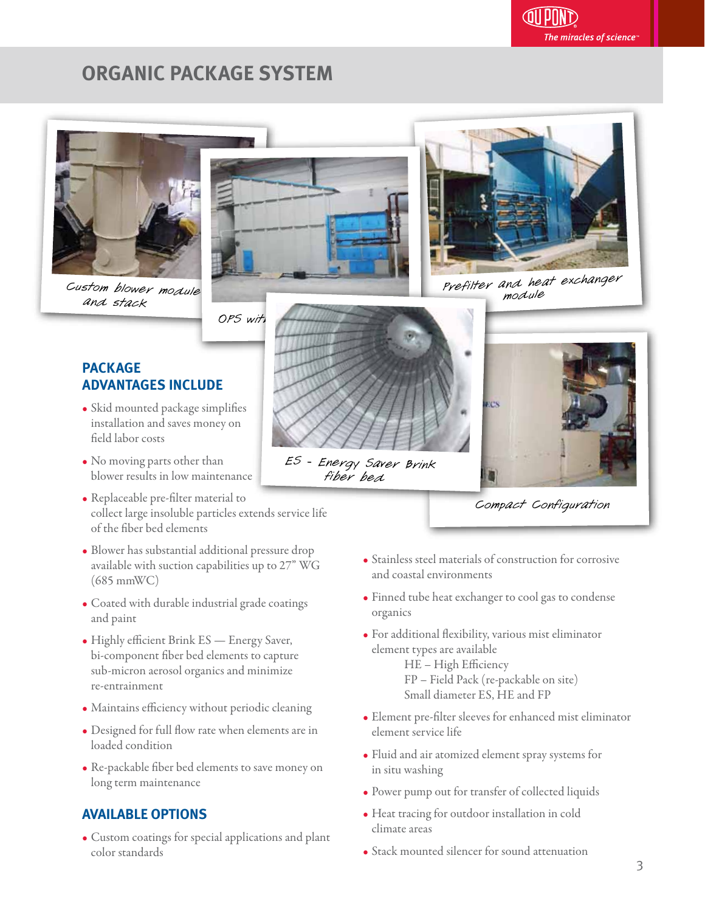# ORGANIC PACKAGE SYSTEM

Custom blower module and stack

OPS wit

Prefilter and heat exchanger module

ES - Energy Saver Brink fiber bed

Compact Configuration

## PACKAGE ADVANTAGES INCLUDE

- Skid mounted package simplifies installation and saves money on field labor costs
- No moving parts other than blower results in low maintenance
- Replaceable pre-filter material to collect large insoluble particles extends service life of the fiber bed elements
- Blower has substantial additional pressure drop available with suction capabilities up to 27" WG (685 mmWC)
- Coated with durable industrial grade coatings and paint
- Highly efficient Brink ES — Energy Saver, bi-component fiber bed elements to capture sub-micron aerosol organics and minimize re-entrainment
- Maintains efficiency without periodic cleaning
- Designed for full flow rate when elements are in loaded condition
- Re-packable fiber bed elements to save money on long term maintenance

## AVAILABLE OPTIONS

- Custom coatings for special applications and plant color standards
- Stainless steel materials of construction for corrosive and coastal environments
- Finned tube heat exchanger to cool gas to condense organics
- For additional flexibility, various mist eliminator element types are available
  - HE – High Efficiency
  - FP – Field Pack (re-packable on site)
  - Small diameter ES, HE and FP
- Element pre-filter sleeves for enhanced mist eliminator element service life
- Fluid and air atomized element spray systems for in situ washing
- Power pump out for transfer of collected liquids
- Heat tracing for outdoor installation in cold climate areas
- Stack mounted silencer for sound attenuation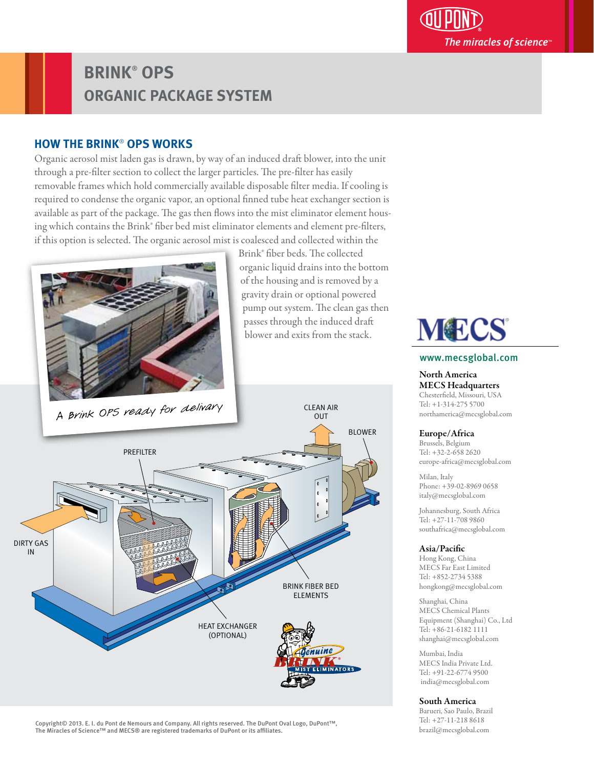# BRINK® OPS
## ORGANIC PACKAGE SYSTEM

### HOW THE BRINK® OPS WORKS

Organic aerosol mist laden gas is drawn, by way of an induced draft blower, into the unit through a pre-filter section to collect the larger particles. The pre-filter has easily removable frames which hold commercially available disposable filter media. If cooling is required to condense the organic vapor, an optional finned tube heat exchanger section is available as part of the package. The gas then flows into the mist eliminator element housing which contains the Brink® fiber bed mist eliminator elements and element pre-filters, if this option is selected. The organic aerosol mist is coalesced and collected within the Brink® fiber beds. The collected organic liquid drains into the bottom of the housing and is removed by a gravity drain or optional powered pump out system. The clean gas then passes through the induced draft blower and exits from the stack.

A Brink OPS ready for delivery

CLEAN AIR OUT

BLOWER

PREFILTER

DIRTY GAS IN

BRINK FIBER BED ELEMENTS

HEAT EXCHANGER (OPTIONAL)

Genuine BRINK® MIST ELIMINATORS

MECS®

www.mecsglobal.com

**North America**
**MECS Headquarters**
Chesterfield, Missouri, USA
Tel: +1-314-275 5700
northamerica@mecsglobal.com

**Europe/Africa**
Brussels, Belgium
Tel: +32-2-658 2620
europe-africa@mecsglobal.com

Milan, Italy
Phone: +39-02-8969 0658
italy@mecsglobal.com

Johannesburg, South Africa
Tel: +27-11-708 9860
southafrica@mecsglobal.com

**Asia/Pacific**
Hong Kong, China
MECS Far East Limited
Tel: +852-2734 5388
hongkong@mecsglobal.com

Shanghai, China
MECS Chemical Plants Equipment (Shanghai) Co., Ltd
Tel: +86-21-6182 1111
shanghai@mecsglobal.com

Mumbai, India
MECS India Private Ltd.
Tel: +91-22-6774 9500
india@mecsglobal.com

**South America**
Barueri, Sao Paulo, Brazil
Tel: +27-11-218 8618
brazil@mecsglobal.com

Copyright© 2013. E. I. du Pont de Nemours and Company. All rights reserved. The DuPont Oval Logo, DuPont™, The Miracles of Science™ and MECS® are registered trademarks of DuPont or its affiliates.